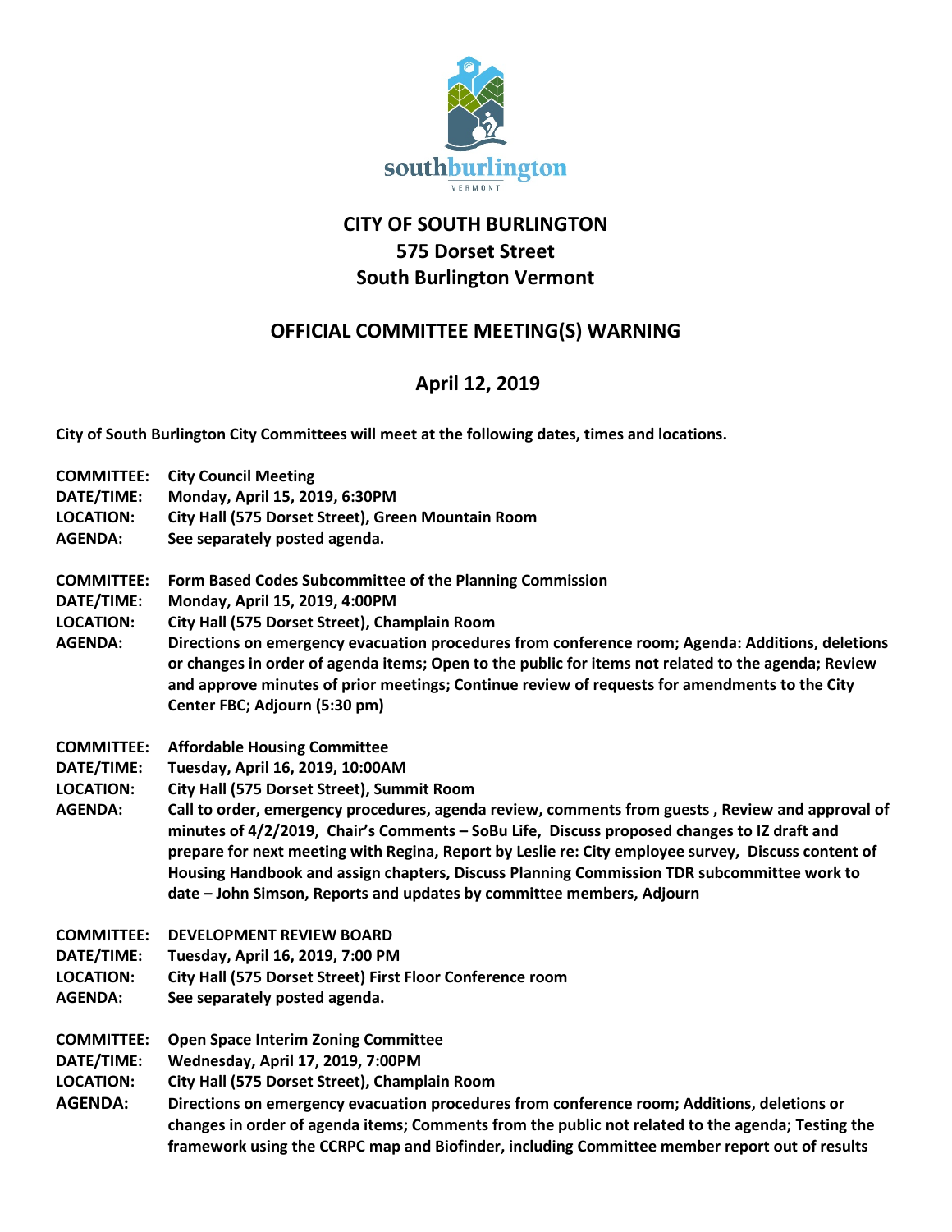southburlington
VERMONT

# CITY OF SOUTH BURLINGTON
## 575 Dorset Street
## South Burlington Vermont

## OFFICIAL COMMITTEE MEETING(S) WARNING

## April 12, 2019

**City of South Burlington City Committees will meet at the following dates, times and locations.**

**COMMITTEE:** City Council Meeting
**DATE/TIME:** Monday, April 15, 2019, 6:30PM
**LOCATION:** City Hall (575 Dorset Street), Green Mountain Room
**AGENDA:** See separately posted agenda.

**COMMITTEE:** Form Based Codes Subcommittee of the Planning Commission
**DATE/TIME:** Monday, April 15, 2019, 4:00PM
**LOCATION:** City Hall (575 Dorset Street), Champlain Room
**AGENDA:** Directions on emergency evacuation procedures from conference room; Agenda: Additions, deletions or changes in order of agenda items; Open to the public for items not related to the agenda; Review and approve minutes of prior meetings; Continue review of requests for amendments to the City Center FBC; Adjourn (5:30 pm)

**COMMITTEE:** Affordable Housing Committee
**DATE/TIME:** Tuesday, April 16, 2019, 10:00AM
**LOCATION:** City Hall (575 Dorset Street), Summit Room
**AGENDA:** Call to order, emergency procedures, agenda review, comments from guests , Review and approval of minutes of 4/2/2019, Chair's Comments – SoBu Life, Discuss proposed changes to IZ draft and prepare for next meeting with Regina, Report by Leslie re: City employee survey, Discuss content of Housing Handbook and assign chapters, Discuss Planning Commission TDR subcommittee work to date – John Simson, Reports and updates by committee members, Adjourn

**COMMITTEE:** DEVELOPMENT REVIEW BOARD
**DATE/TIME:** Tuesday, April 16, 2019, 7:00 PM
**LOCATION:** City Hall (575 Dorset Street) First Floor Conference room
**AGENDA:** See separately posted agenda.

**COMMITTEE:** Open Space Interim Zoning Committee
**DATE/TIME:** Wednesday, April 17, 2019, 7:00PM
**LOCATION:** City Hall (575 Dorset Street), Champlain Room
**AGENDA:** Directions on emergency evacuation procedures from conference room; Additions, deletions or changes in order of agenda items; Comments from the public not related to the agenda; Testing the framework using the CCRPC map and Biofinder, including Committee member report out of results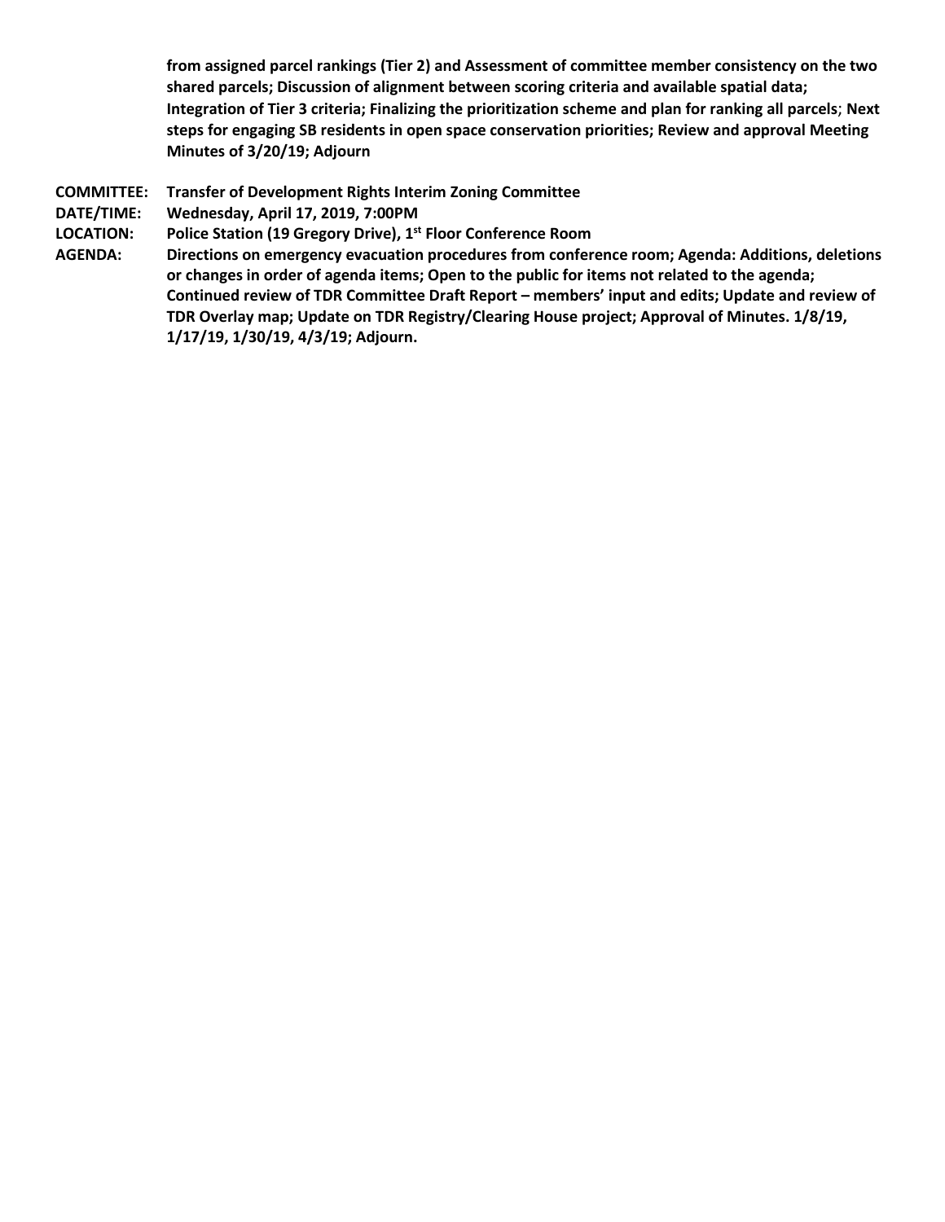**from assigned parcel rankings (Tier 2) and Assessment of committee member consistency on the two shared parcels; Discussion of alignment between scoring criteria and available spatial data; Integration of Tier 3 criteria; Finalizing the prioritization scheme and plan for ranking all parcels; Next steps for engaging SB residents in open space conservation priorities; Review and approval Meeting Minutes of 3/20/19; Adjourn**

**COMMITTEE: Transfer of Development Rights Interim Zoning Committee**
**DATE/TIME: Wednesday, April 17, 2019, 7:00PM**
**LOCATION: Police Station (19 Gregory Drive), 1st Floor Conference Room**
**AGENDA: Directions on emergency evacuation procedures from conference room; Agenda: Additions, deletions or changes in order of agenda items; Open to the public for items not related to the agenda; Continued review of TDR Committee Draft Report – members' input and edits; Update and review of TDR Overlay map; Update on TDR Registry/Clearing House project; Approval of Minutes. 1/8/19, 1/17/19, 1/30/19, 4/3/19; Adjourn.**